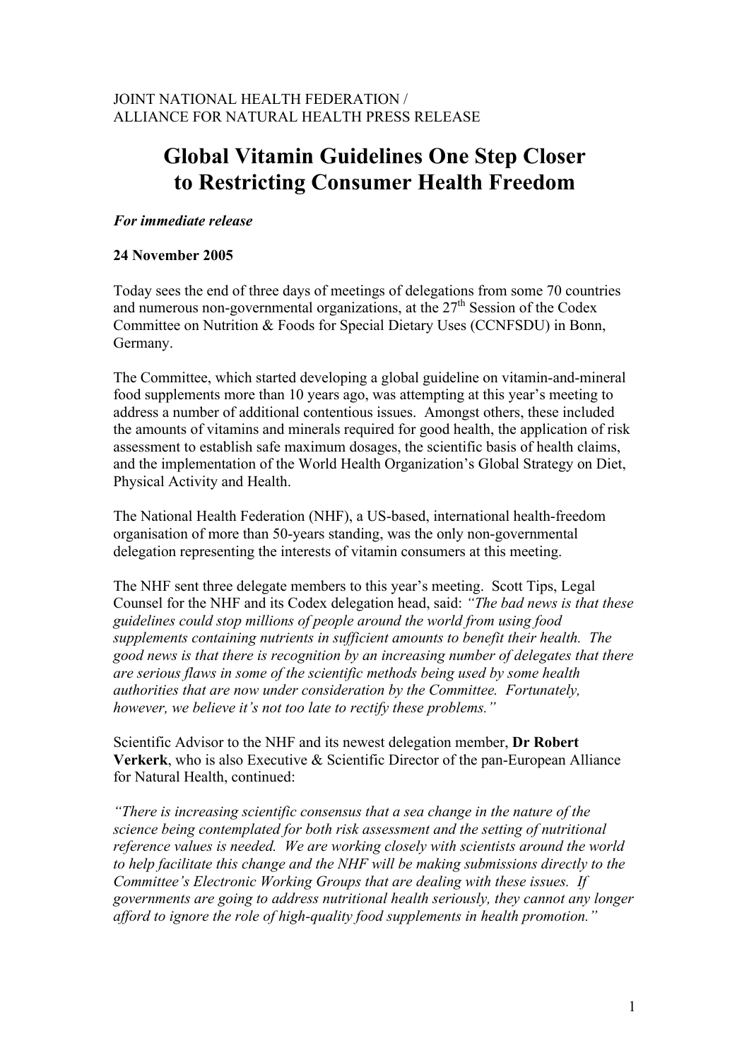JOINT NATIONAL HEALTH FEDERATION /
ALLIANCE FOR NATURAL HEALTH PRESS RELEASE

# Global Vitamin Guidelines One Step Closer to Restricting Consumer Health Freedom

***For immediate release***

**24 November 2005**

Today sees the end of three days of meetings of delegations from some 70 countries and numerous non-governmental organizations, at the 27th Session of the Codex Committee on Nutrition & Foods for Special Dietary Uses (CCNFSDU) in Bonn, Germany.

The Committee, which started developing a global guideline on vitamin-and-mineral food supplements more than 10 years ago, was attempting at this year's meeting to address a number of additional contentious issues. Amongst others, these included the amounts of vitamins and minerals required for good health, the application of risk assessment to establish safe maximum dosages, the scientific basis of health claims, and the implementation of the World Health Organization's Global Strategy on Diet, Physical Activity and Health.

The National Health Federation (NHF), a US-based, international health-freedom organisation of more than 50-years standing, was the only non-governmental delegation representing the interests of vitamin consumers at this meeting.

The NHF sent three delegate members to this year's meeting. Scott Tips, Legal Counsel for the NHF and its Codex delegation head, said: *"The bad news is that these guidelines could stop millions of people around the world from using food supplements containing nutrients in sufficient amounts to benefit their health. The good news is that there is recognition by an increasing number of delegates that there are serious flaws in some of the scientific methods being used by some health authorities that are now under consideration by the Committee. Fortunately, however, we believe it's not too late to rectify these problems."*

Scientific Advisor to the NHF and its newest delegation member, **Dr Robert Verkerk**, who is also Executive & Scientific Director of the pan-European Alliance for Natural Health, continued:

*"There is increasing scientific consensus that a sea change in the nature of the science being contemplated for both risk assessment and the setting of nutritional reference values is needed. We are working closely with scientists around the world to help facilitate this change and the NHF will be making submissions directly to the Committee's Electronic Working Groups that are dealing with these issues. If governments are going to address nutritional health seriously, they cannot any longer afford to ignore the role of high-quality food supplements in health promotion."*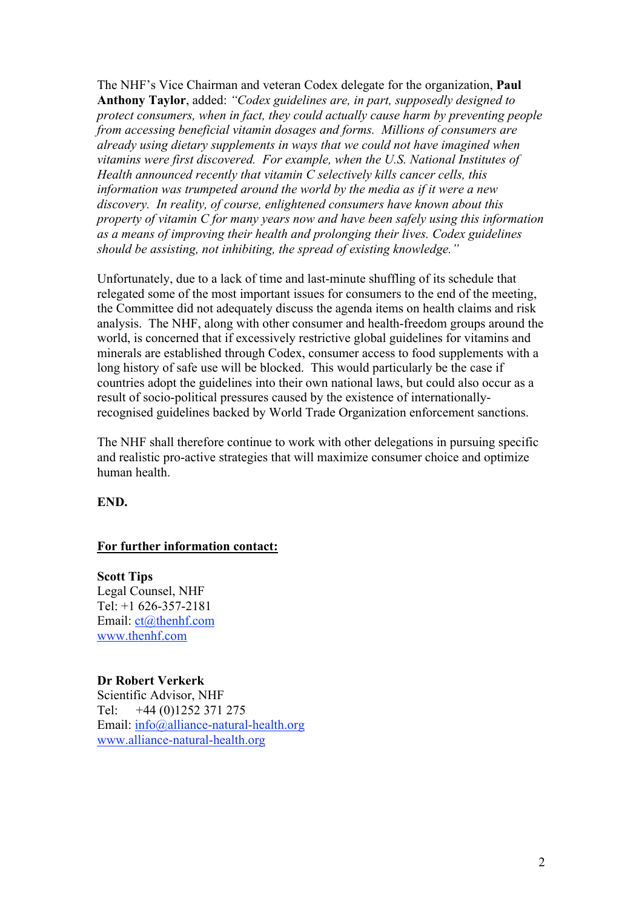The NHF's Vice Chairman and veteran Codex delegate for the organization, **Paul Anthony Taylor**, added: *"Codex guidelines are, in part, supposedly designed to protect consumers, when in fact, they could actually cause harm by preventing people from accessing beneficial vitamin dosages and forms. Millions of consumers are already using dietary supplements in ways that we could not have imagined when vitamins were first discovered. For example, when the U.S. National Institutes of Health announced recently that vitamin C selectively kills cancer cells, this information was trumpeted around the world by the media as if it were a new discovery. In reality, of course, enlightened consumers have known about this property of vitamin C for many years now and have been safely using this information as a means of improving their health and prolonging their lives. Codex guidelines should be assisting, not inhibiting, the spread of existing knowledge."*

Unfortunately, due to a lack of time and last-minute shuffling of its schedule that relegated some of the most important issues for consumers to the end of the meeting, the Committee did not adequately discuss the agenda items on health claims and risk analysis. The NHF, along with other consumer and health-freedom groups around the world, is concerned that if excessively restrictive global guidelines for vitamins and minerals are established through Codex, consumer access to food supplements with a long history of safe use will be blocked. This would particularly be the case if countries adopt the guidelines into their own national laws, but could also occur as a result of socio-political pressures caused by the existence of internationally-recognised guidelines backed by World Trade Organization enforcement sanctions.

The NHF shall therefore continue to work with other delegations in pursuing specific and realistic pro-active strategies that will maximize consumer choice and optimize human health.

**END.**

**For further information contact:**

**Scott Tips**
Legal Counsel, NHF
Tel: +1 626-357-2181
Email: ct@thenhf.com
www.thenhf.com

**Dr Robert Verkerk**
Scientific Advisor, NHF
Tel: +44 (0)1252 371 275
Email: info@alliance-natural-health.org
www.alliance-natural-health.org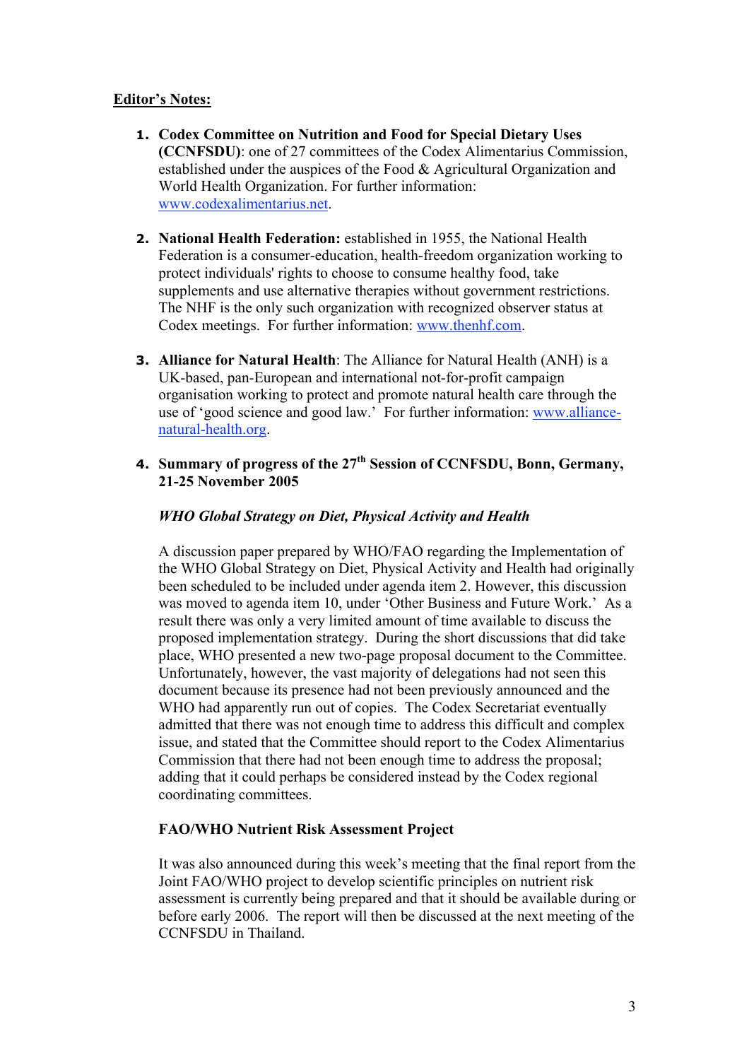**Editor's Notes:**

1. **Codex Committee on Nutrition and Food for Special Dietary Uses (CCNFSDU)**: one of 27 committees of the Codex Alimentarius Commission, established under the auspices of the Food & Agricultural Organization and World Health Organization. For further information: www.codexalimentarius.net.

2. **National Health Federation:** established in 1955, the National Health Federation is a consumer-education, health-freedom organization working to protect individuals' rights to choose to consume healthy food, take supplements and use alternative therapies without government restrictions. The NHF is the only such organization with recognized observer status at Codex meetings. For further information: www.thenhf.com.

3. **Alliance for Natural Health**: The Alliance for Natural Health (ANH) is a UK-based, pan-European and international not-for-profit campaign organisation working to protect and promote natural health care through the use of 'good science and good law.' For further information: www.alliance-natural-health.org.

4. **Summary of progress of the 27th Session of CCNFSDU, Bonn, Germany, 21-25 November 2005**

   ***WHO Global Strategy on Diet, Physical Activity and Health***

   A discussion paper prepared by WHO/FAO regarding the Implementation of the WHO Global Strategy on Diet, Physical Activity and Health had originally been scheduled to be included under agenda item 2. However, this discussion was moved to agenda item 10, under 'Other Business and Future Work.' As a result there was only a very limited amount of time available to discuss the proposed implementation strategy. During the short discussions that did take place, WHO presented a new two-page proposal document to the Committee. Unfortunately, however, the vast majority of delegations had not seen this document because its presence had not been previously announced and the WHO had apparently run out of copies. The Codex Secretariat eventually admitted that there was not enough time to address this difficult and complex issue, and stated that the Committee should report to the Codex Alimentarius Commission that there had not been enough time to address the proposal; adding that it could perhaps be considered instead by the Codex regional coordinating committees.

   **FAO/WHO Nutrient Risk Assessment Project**

   It was also announced during this week's meeting that the final report from the Joint FAO/WHO project to develop scientific principles on nutrient risk assessment is currently being prepared and that it should be available during or before early 2006. The report will then be discussed at the next meeting of the CCNFSDU in Thailand.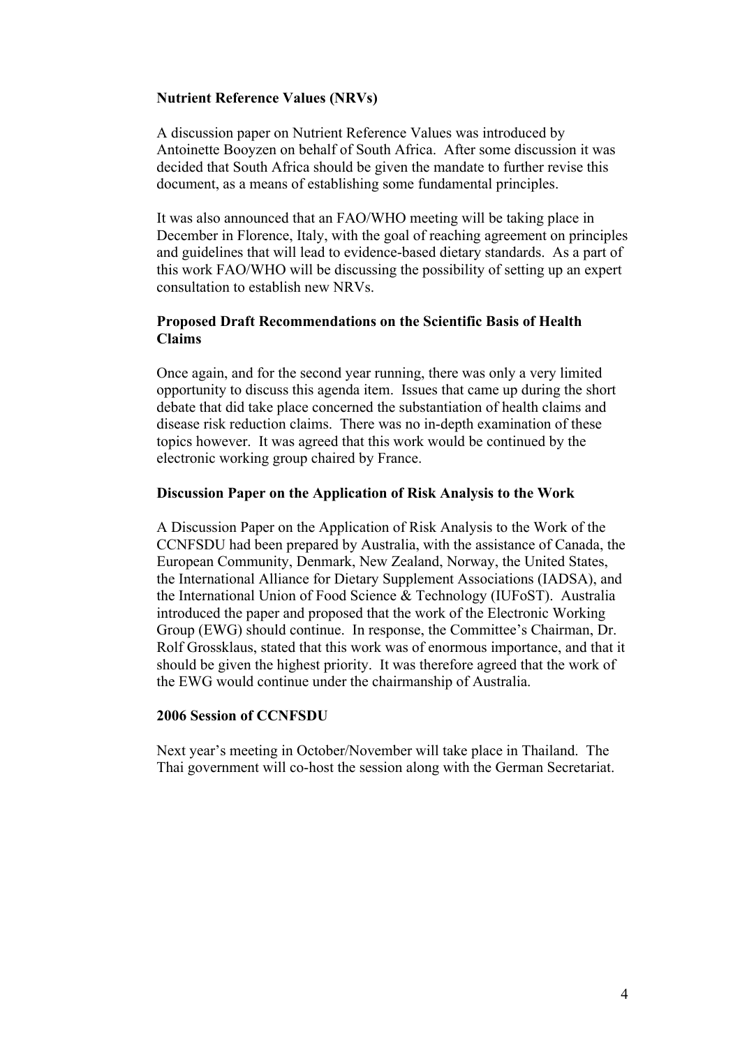**Nutrient Reference Values (NRVs)**

A discussion paper on Nutrient Reference Values was introduced by Antoinette Booyzen on behalf of South Africa. After some discussion it was decided that South Africa should be given the mandate to further revise this document, as a means of establishing some fundamental principles.

It was also announced that an FAO/WHO meeting will be taking place in December in Florence, Italy, with the goal of reaching agreement on principles and guidelines that will lead to evidence-based dietary standards. As a part of this work FAO/WHO will be discussing the possibility of setting up an expert consultation to establish new NRVs.

**Proposed Draft Recommendations on the Scientific Basis of Health Claims**

Once again, and for the second year running, there was only a very limited opportunity to discuss this agenda item. Issues that came up during the short debate that did take place concerned the substantiation of health claims and disease risk reduction claims. There was no in-depth examination of these topics however. It was agreed that this work would be continued by the electronic working group chaired by France.

**Discussion Paper on the Application of Risk Analysis to the Work**

A Discussion Paper on the Application of Risk Analysis to the Work of the CCNFSDU had been prepared by Australia, with the assistance of Canada, the European Community, Denmark, New Zealand, Norway, the United States, the International Alliance for Dietary Supplement Associations (IADSA), and the International Union of Food Science & Technology (IUFoST). Australia introduced the paper and proposed that the work of the Electronic Working Group (EWG) should continue. In response, the Committee's Chairman, Dr. Rolf Grossklaus, stated that this work was of enormous importance, and that it should be given the highest priority. It was therefore agreed that the work of the EWG would continue under the chairmanship of Australia.

**2006 Session of CCNFSDU**

Next year's meeting in October/November will take place in Thailand. The Thai government will co-host the session along with the German Secretariat.